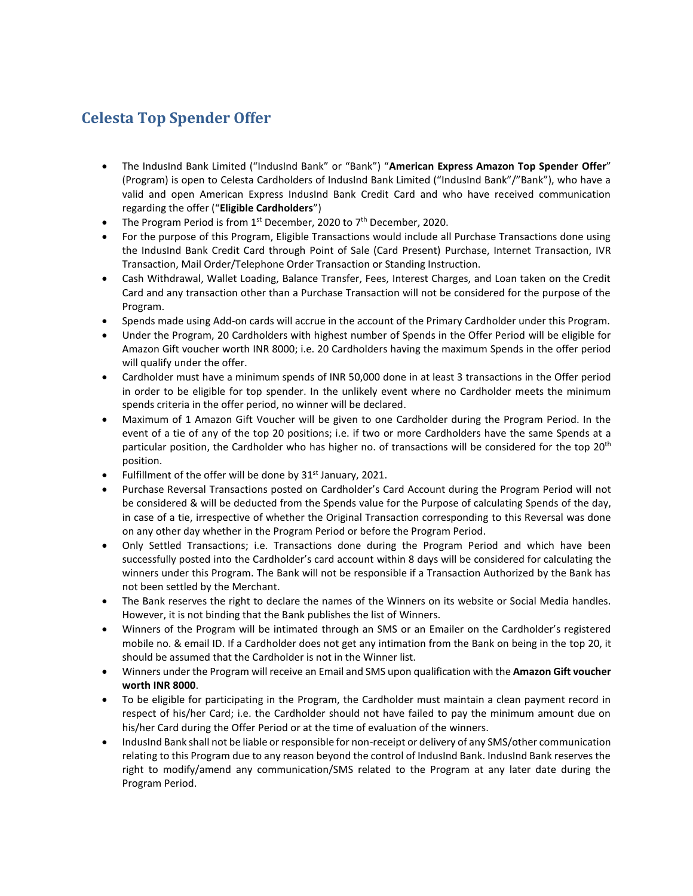## Celesta Top Spender Offer

- The IndusInd Bank Limited ("IndusInd Bank" or "Bank") "**American Express Amazon Top Spender Offer**" (Program) is open to Celesta Cardholders of IndusInd Bank Limited ("IndusInd Bank"/"Bank"), who have a valid and open American Express IndusInd Bank Credit Card and who have received communication regarding the offer ("**Eligible Cardholders**")
- The Program Period is from 1st December, 2020 to 7th December, 2020.
- For the purpose of this Program, Eligible Transactions would include all Purchase Transactions done using the IndusInd Bank Credit Card through Point of Sale (Card Present) Purchase, Internet Transaction, IVR Transaction, Mail Order/Telephone Order Transaction or Standing Instruction.
- Cash Withdrawal, Wallet Loading, Balance Transfer, Fees, Interest Charges, and Loan taken on the Credit Card and any transaction other than a Purchase Transaction will not be considered for the purpose of the Program.
- Spends made using Add-on cards will accrue in the account of the Primary Cardholder under this Program.
- Under the Program, 20 Cardholders with highest number of Spends in the Offer Period will be eligible for Amazon Gift voucher worth INR 8000; i.e. 20 Cardholders having the maximum Spends in the offer period will qualify under the offer.
- Cardholder must have a minimum spends of INR 50,000 done in at least 3 transactions in the Offer period in order to be eligible for top spender. In the unlikely event where no Cardholder meets the minimum spends criteria in the offer period, no winner will be declared.
- Maximum of 1 Amazon Gift Voucher will be given to one Cardholder during the Program Period. In the event of a tie of any of the top 20 positions; i.e. if two or more Cardholders have the same Spends at a particular position, the Cardholder who has higher no. of transactions will be considered for the top 20th position.
- Fulfillment of the offer will be done by 31st January, 2021.
- Purchase Reversal Transactions posted on Cardholder's Card Account during the Program Period will not be considered & will be deducted from the Spends value for the Purpose of calculating Spends of the day, in case of a tie, irrespective of whether the Original Transaction corresponding to this Reversal was done on any other day whether in the Program Period or before the Program Period.
- Only Settled Transactions; i.e. Transactions done during the Program Period and which have been successfully posted into the Cardholder's card account within 8 days will be considered for calculating the winners under this Program. The Bank will not be responsible if a Transaction Authorized by the Bank has not been settled by the Merchant.
- The Bank reserves the right to declare the names of the Winners on its website or Social Media handles. However, it is not binding that the Bank publishes the list of Winners.
- Winners of the Program will be intimated through an SMS or an Emailer on the Cardholder's registered mobile no. & email ID. If a Cardholder does not get any intimation from the Bank on being in the top 20, it should be assumed that the Cardholder is not in the Winner list.
- Winners under the Program will receive an Email and SMS upon qualification with the **Amazon Gift voucher worth INR 8000**.
- To be eligible for participating in the Program, the Cardholder must maintain a clean payment record in respect of his/her Card; i.e. the Cardholder should not have failed to pay the minimum amount due on his/her Card during the Offer Period or at the time of evaluation of the winners.
- IndusInd Bank shall not be liable or responsible for non-receipt or delivery of any SMS/other communication relating to this Program due to any reason beyond the control of IndusInd Bank. IndusInd Bank reserves the right to modify/amend any communication/SMS related to the Program at any later date during the Program Period.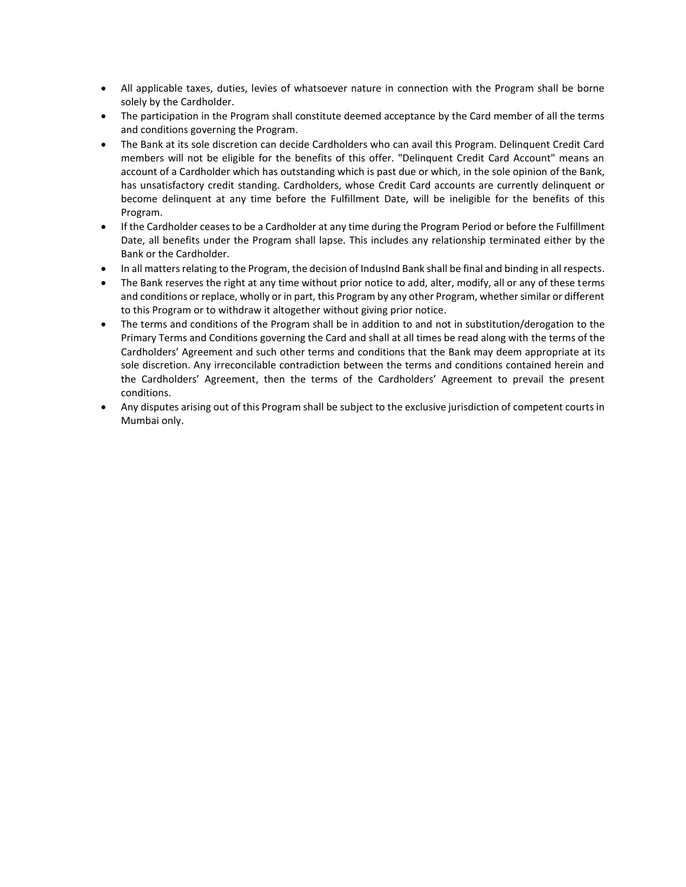- All applicable taxes, duties, levies of whatsoever nature in connection with the Program shall be borne solely by the Cardholder.
- The participation in the Program shall constitute deemed acceptance by the Card member of all the terms and conditions governing the Program.
- The Bank at its sole discretion can decide Cardholders who can avail this Program. Delinquent Credit Card members will not be eligible for the benefits of this offer. "Delinquent Credit Card Account" means an account of a Cardholder which has outstanding which is past due or which, in the sole opinion of the Bank, has unsatisfactory credit standing. Cardholders, whose Credit Card accounts are currently delinquent or become delinquent at any time before the Fulfillment Date, will be ineligible for the benefits of this Program.
- If the Cardholder ceases to be a Cardholder at any time during the Program Period or before the Fulfillment Date, all benefits under the Program shall lapse. This includes any relationship terminated either by the Bank or the Cardholder.
- In all matters relating to the Program, the decision of IndusInd Bank shall be final and binding in all respects.
- The Bank reserves the right at any time without prior notice to add, alter, modify, all or any of these terms and conditions or replace, wholly or in part, this Program by any other Program, whether similar or different to this Program or to withdraw it altogether without giving prior notice.
- The terms and conditions of the Program shall be in addition to and not in substitution/derogation to the Primary Terms and Conditions governing the Card and shall at all times be read along with the terms of the Cardholders' Agreement and such other terms and conditions that the Bank may deem appropriate at its sole discretion. Any irreconcilable contradiction between the terms and conditions contained herein and the Cardholders' Agreement, then the terms of the Cardholders' Agreement to prevail the present conditions.
- Any disputes arising out of this Program shall be subject to the exclusive jurisdiction of competent courts in Mumbai only.